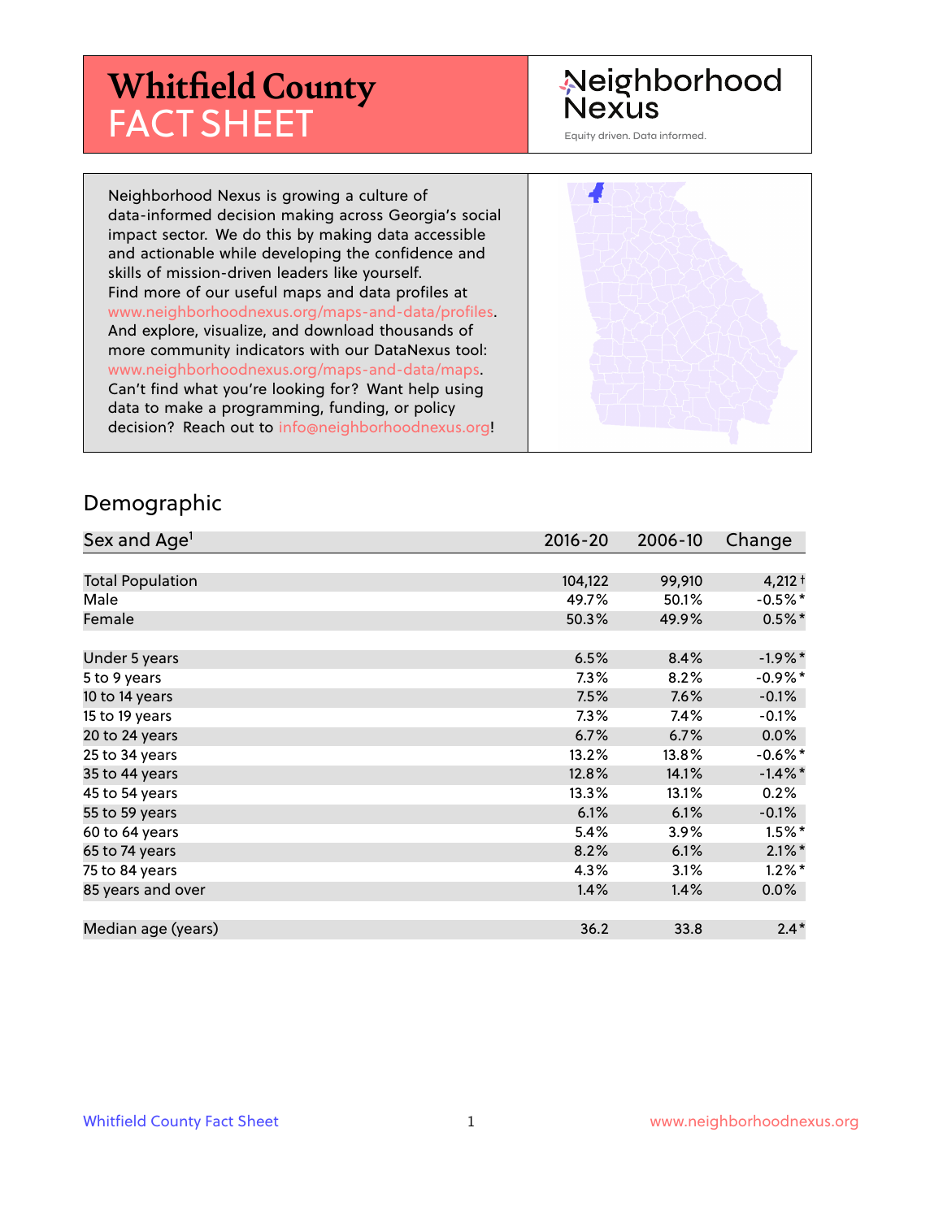# Whitfield County FACT SHEET

Neighborhood Nexus

Equity driven. Data informed.

Neighborhood Nexus is growing a culture of data-informed decision making across Georgia's social impact sector. We do this by making data accessible and actionable while developing the confidence and skills of mission-driven leaders like yourself. Find more of our useful maps and data profiles at www.neighborhoodnexus.org/maps-and-data/profiles. And explore, visualize, and download thousands of more community indicators with our DataNexus tool: www.neighborhoodnexus.org/maps-and-data/maps. Can't find what you're looking for? Want help using data to make a programming, funding, or policy decision? Reach out to info@neighborhoodnexus.org!

## Demographic

| Sex and Age[1] | 2016-20 | 2006-10 | Change |
|---|---|---|---|
| Total Population | 104,122 | 99,910 | 4,212 † |
| Male | 49.7% | 50.1% | -0.5%* |
| Female | 50.3% | 49.9% | 0.5%* |
| Under 5 years | 6.5% | 8.4% | -1.9%* |
| 5 to 9 years | 7.3% | 8.2% | -0.9%* |
| 10 to 14 years | 7.5% | 7.6% | -0.1% |
| 15 to 19 years | 7.3% | 7.4% | -0.1% |
| 20 to 24 years | 6.7% | 6.7% | 0.0% |
| 25 to 34 years | 13.2% | 13.8% | -0.6%* |
| 35 to 44 years | 12.8% | 14.1% | -1.4%* |
| 45 to 54 years | 13.3% | 13.1% | 0.2% |
| 55 to 59 years | 6.1% | 6.1% | -0.1% |
| 60 to 64 years | 5.4% | 3.9% | 1.5%* |
| 65 to 74 years | 8.2% | 6.1% | 2.1%* |
| 75 to 84 years | 4.3% | 3.1% | 1.2%* |
| 85 years and over | 1.4% | 1.4% | 0.0% |
| Median age (years) | 36.2 | 33.8 | 2.4* |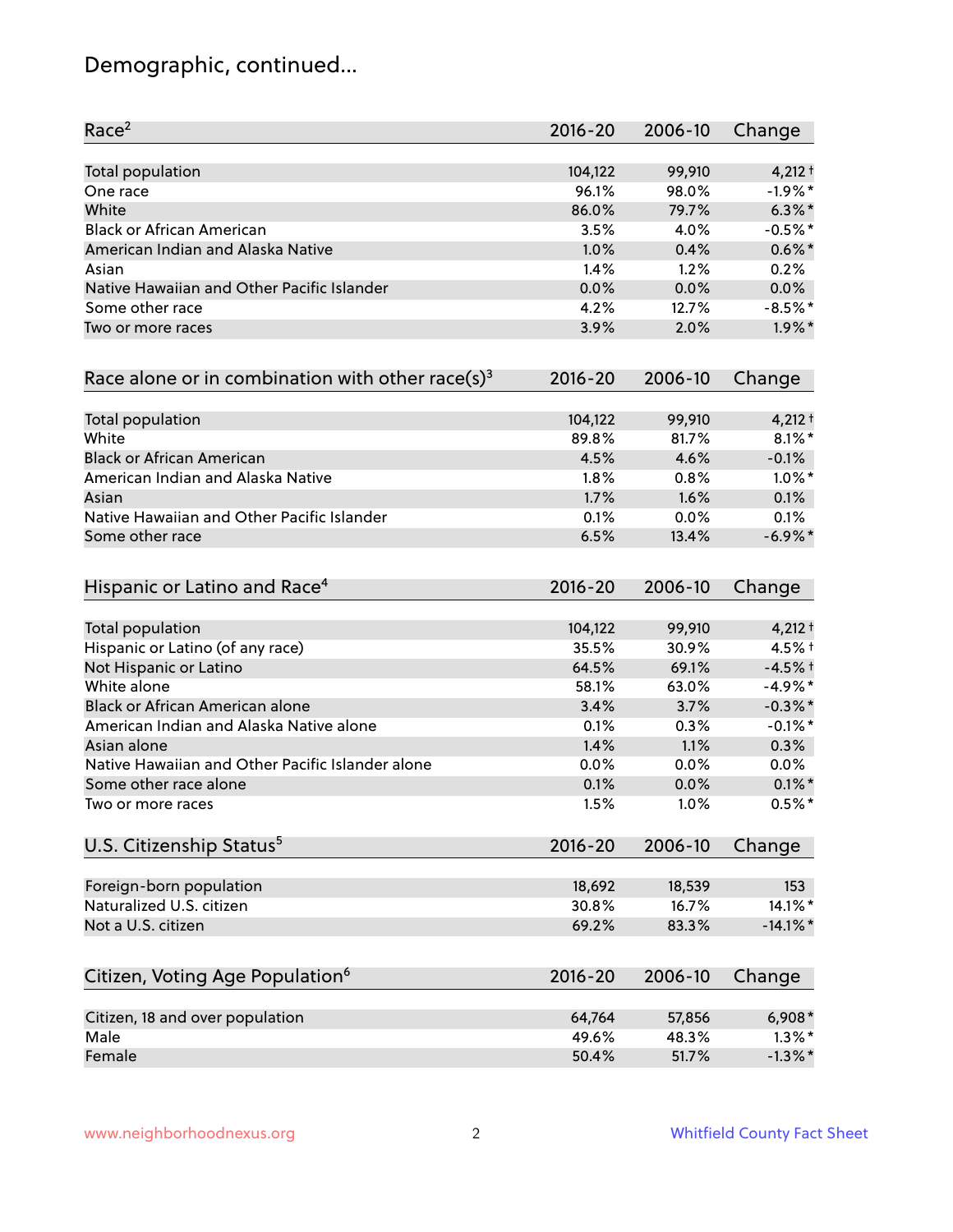# Demographic, continued...

| Race[2] | 2016-20 | 2006-10 | Change |
|---|---|---|---|
| Total population | 104,122 | 99,910 | 4,212 † |
| One race | 96.1% | 98.0% | -1.9% * |
| White | 86.0% | 79.7% | 6.3% * |
| Black or African American | 3.5% | 4.0% | -0.5% * |
| American Indian and Alaska Native | 1.0% | 0.4% | 0.6% * |
| Asian | 1.4% | 1.2% | 0.2% |
| Native Hawaiian and Other Pacific Islander | 0.0% | 0.0% | 0.0% |
| Some other race | 4.2% | 12.7% | -8.5% * |
| Two or more races | 3.9% | 2.0% | 1.9% * |

| Race alone or in combination with other race(s)[3] | 2016-20 | 2006-10 | Change |
|---|---|---|---|
| Total population | 104,122 | 99,910 | 4,212 † |
| White | 89.8% | 81.7% | 8.1% * |
| Black or African American | 4.5% | 4.6% | -0.1% |
| American Indian and Alaska Native | 1.8% | 0.8% | 1.0% * |
| Asian | 1.7% | 1.6% | 0.1% |
| Native Hawaiian and Other Pacific Islander | 0.1% | 0.0% | 0.1% |
| Some other race | 6.5% | 13.4% | -6.9% * |

| Hispanic or Latino and Race[4] | 2016-20 | 2006-10 | Change |
|---|---|---|---|
| Total population | 104,122 | 99,910 | 4,212 † |
| Hispanic or Latino (of any race) | 35.5% | 30.9% | 4.5% † |
| Not Hispanic or Latino | 64.5% | 69.1% | -4.5% † |
| White alone | 58.1% | 63.0% | -4.9% * |
| Black or African American alone | 3.4% | 3.7% | -0.3% * |
| American Indian and Alaska Native alone | 0.1% | 0.3% | -0.1% * |
| Asian alone | 1.4% | 1.1% | 0.3% |
| Native Hawaiian and Other Pacific Islander alone | 0.0% | 0.0% | 0.0% |
| Some other race alone | 0.1% | 0.0% | 0.1% * |
| Two or more races | 1.5% | 1.0% | 0.5% * |

| U.S. Citizenship Status[5] | 2016-20 | 2006-10 | Change |
|---|---|---|---|
| Foreign-born population | 18,692 | 18,539 | 153 |
| Naturalized U.S. citizen | 30.8% | 16.7% | 14.1% * |
| Not a U.S. citizen | 69.2% | 83.3% | -14.1% * |

| Citizen, Voting Age Population[6] | 2016-20 | 2006-10 | Change |
|---|---|---|---|
| Citizen, 18 and over population | 64,764 | 57,856 | 6,908 * |
| Male | 49.6% | 48.3% | 1.3% * |
| Female | 50.4% | 51.7% | -1.3% * |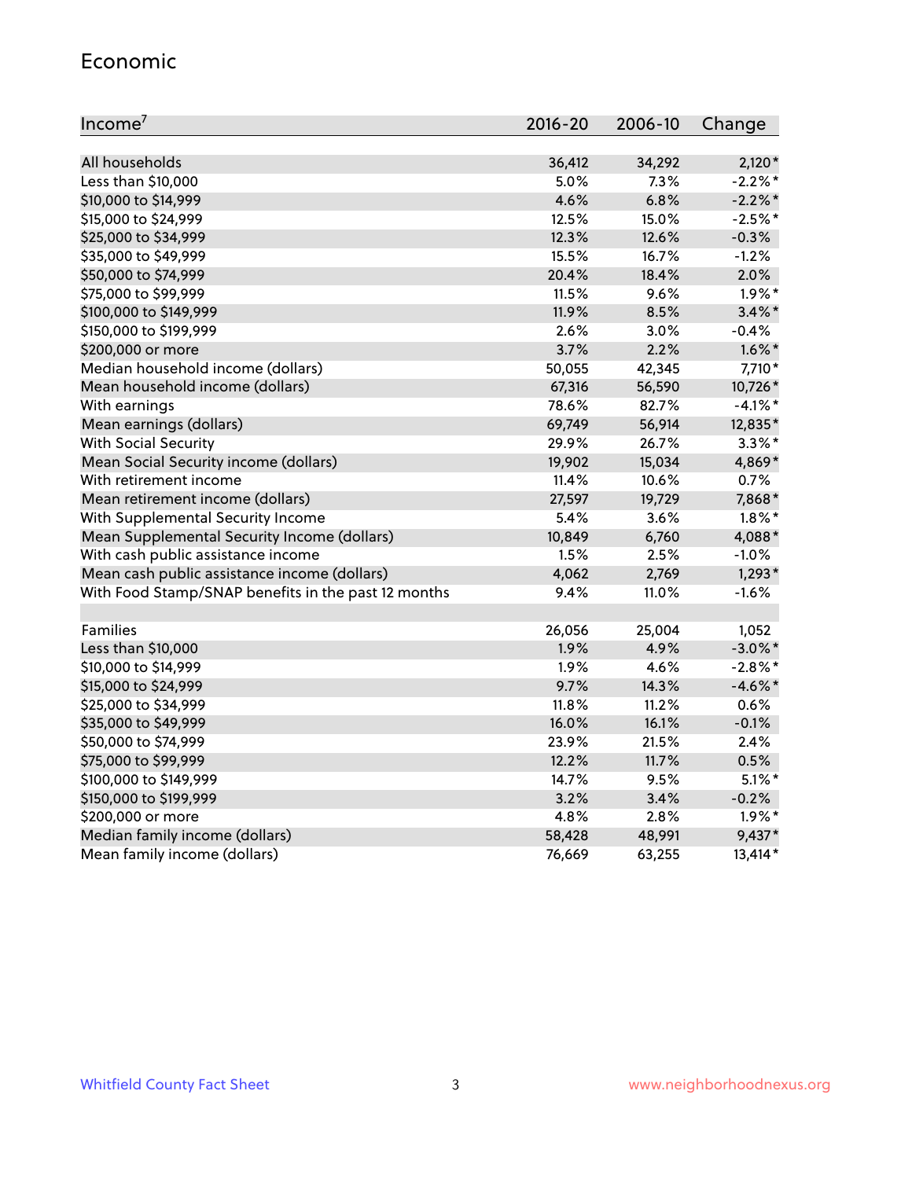## Economic

| Income[7] | 2016-20 | 2006-10 | Change |
|---|---|---|---|
| All households | 36,412 | 34,292 | 2,120* |
| Less than $10,000 | 5.0% | 7.3% | -2.2%* |
| $10,000 to $14,999 | 4.6% | 6.8% | -2.2%* |
| $15,000 to $24,999 | 12.5% | 15.0% | -2.5%* |
| $25,000 to $34,999 | 12.3% | 12.6% | -0.3% |
| $35,000 to $49,999 | 15.5% | 16.7% | -1.2% |
| $50,000 to $74,999 | 20.4% | 18.4% | 2.0% |
| $75,000 to $99,999 | 11.5% | 9.6% | 1.9%* |
| $100,000 to $149,999 | 11.9% | 8.5% | 3.4%* |
| $150,000 to $199,999 | 2.6% | 3.0% | -0.4% |
| $200,000 or more | 3.7% | 2.2% | 1.6%* |
| Median household income (dollars) | 50,055 | 42,345 | 7,710* |
| Mean household income (dollars) | 67,316 | 56,590 | 10,726* |
| With earnings | 78.6% | 82.7% | -4.1%* |
| Mean earnings (dollars) | 69,749 | 56,914 | 12,835* |
| With Social Security | 29.9% | 26.7% | 3.3%* |
| Mean Social Security income (dollars) | 19,902 | 15,034 | 4,869* |
| With retirement income | 11.4% | 10.6% | 0.7% |
| Mean retirement income (dollars) | 27,597 | 19,729 | 7,868* |
| With Supplemental Security Income | 5.4% | 3.6% | 1.8%* |
| Mean Supplemental Security Income (dollars) | 10,849 | 6,760 | 4,088* |
| With cash public assistance income | 1.5% | 2.5% | -1.0% |
| Mean cash public assistance income (dollars) | 4,062 | 2,769 | 1,293* |
| With Food Stamp/SNAP benefits in the past 12 months | 9.4% | 11.0% | -1.6% |
| | | | |
| Families | 26,056 | 25,004 | 1,052 |
| Less than $10,000 | 1.9% | 4.9% | -3.0%* |
| $10,000 to $14,999 | 1.9% | 4.6% | -2.8%* |
| $15,000 to $24,999 | 9.7% | 14.3% | -4.6%* |
| $25,000 to $34,999 | 11.8% | 11.2% | 0.6% |
| $35,000 to $49,999 | 16.0% | 16.1% | -0.1% |
| $50,000 to $74,999 | 23.9% | 21.5% | 2.4% |
| $75,000 to $99,999 | 12.2% | 11.7% | 0.5% |
| $100,000 to $149,999 | 14.7% | 9.5% | 5.1%* |
| $150,000 to $199,999 | 3.2% | 3.4% | -0.2% |
| $200,000 or more | 4.8% | 2.8% | 1.9%* |
| Median family income (dollars) | 58,428 | 48,991 | 9,437* |
| Mean family income (dollars) | 76,669 | 63,255 | 13,414* |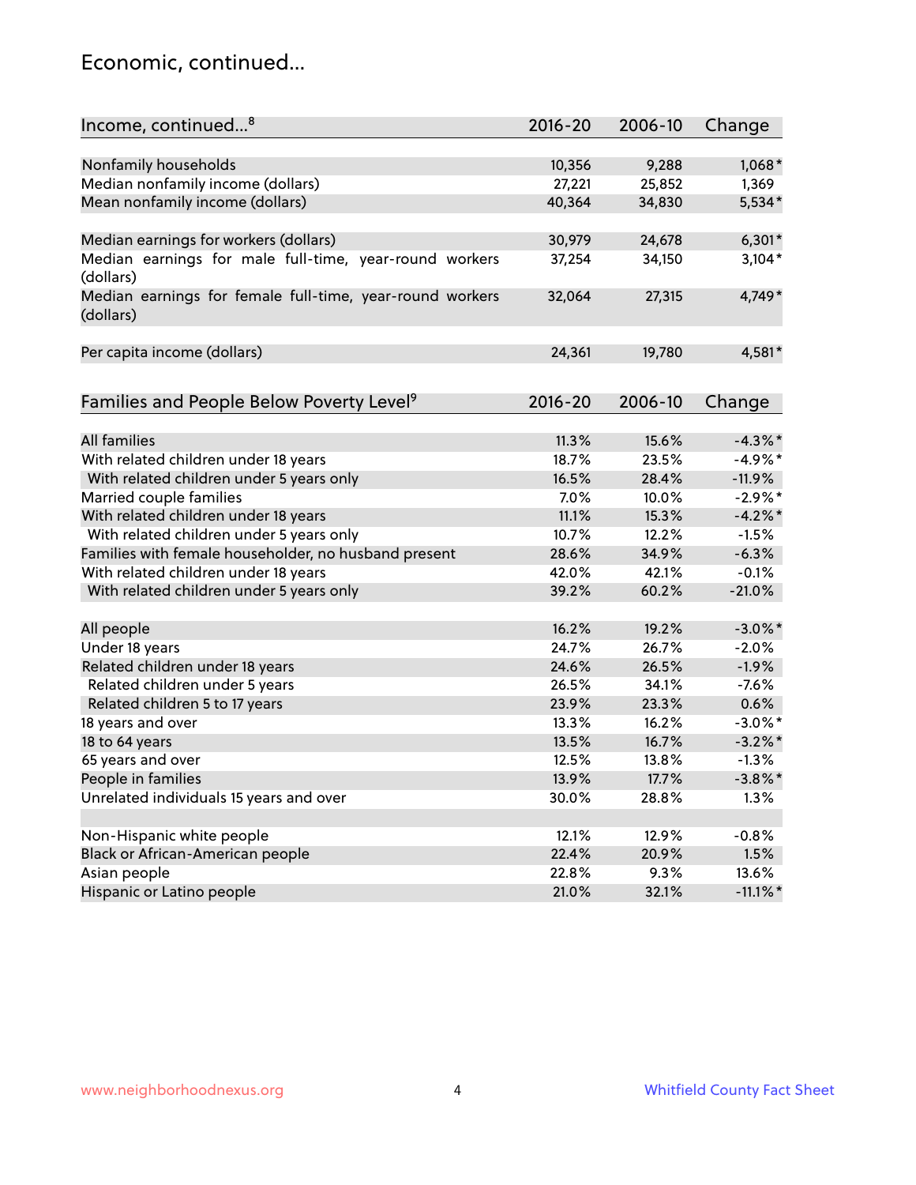## Economic, continued...

| Income, continued...[8] | 2016-20 | 2006-10 | Change |
|---|---|---|---|
| Nonfamily households | 10,356 | 9,288 | 1,068* |
| Median nonfamily income (dollars) | 27,221 | 25,852 | 1,369 |
| Mean nonfamily income (dollars) | 40,364 | 34,830 | 5,534* |
| Median earnings for workers (dollars) | 30,979 | 24,678 | 6,301* |
| Median earnings for male full-time, year-round workers (dollars) | 37,254 | 34,150 | 3,104* |
| Median earnings for female full-time, year-round workers (dollars) | 32,064 | 27,315 | 4,749* |
| Per capita income (dollars) | 24,361 | 19,780 | 4,581* |

| Families and People Below Poverty Level[9] | 2016-20 | 2006-10 | Change |
|---|---|---|---|
| All families | 11.3% | 15.6% | -4.3%* |
| With related children under 18 years | 18.7% | 23.5% | -4.9%* |
| With related children under 5 years only | 16.5% | 28.4% | -11.9% |
| Married couple families | 7.0% | 10.0% | -2.9%* |
| With related children under 18 years | 11.1% | 15.3% | -4.2%* |
| With related children under 5 years only | 10.7% | 12.2% | -1.5% |
| Families with female householder, no husband present | 28.6% | 34.9% | -6.3% |
| With related children under 18 years | 42.0% | 42.1% | -0.1% |
| With related children under 5 years only | 39.2% | 60.2% | -21.0% |
| All people | 16.2% | 19.2% | -3.0%* |
| Under 18 years | 24.7% | 26.7% | -2.0% |
| Related children under 18 years | 24.6% | 26.5% | -1.9% |
| Related children under 5 years | 26.5% | 34.1% | -7.6% |
| Related children 5 to 17 years | 23.9% | 23.3% | 0.6% |
| 18 years and over | 13.3% | 16.2% | -3.0%* |
| 18 to 64 years | 13.5% | 16.7% | -3.2%* |
| 65 years and over | 12.5% | 13.8% | -1.3% |
| People in families | 13.9% | 17.7% | -3.8%* |
| Unrelated individuals 15 years and over | 30.0% | 28.8% | 1.3% |
| Non-Hispanic white people | 12.1% | 12.9% | -0.8% |
| Black or African-American people | 22.4% | 20.9% | 1.5% |
| Asian people | 22.8% | 9.3% | 13.6% |
| Hispanic or Latino people | 21.0% | 32.1% | -11.1%* |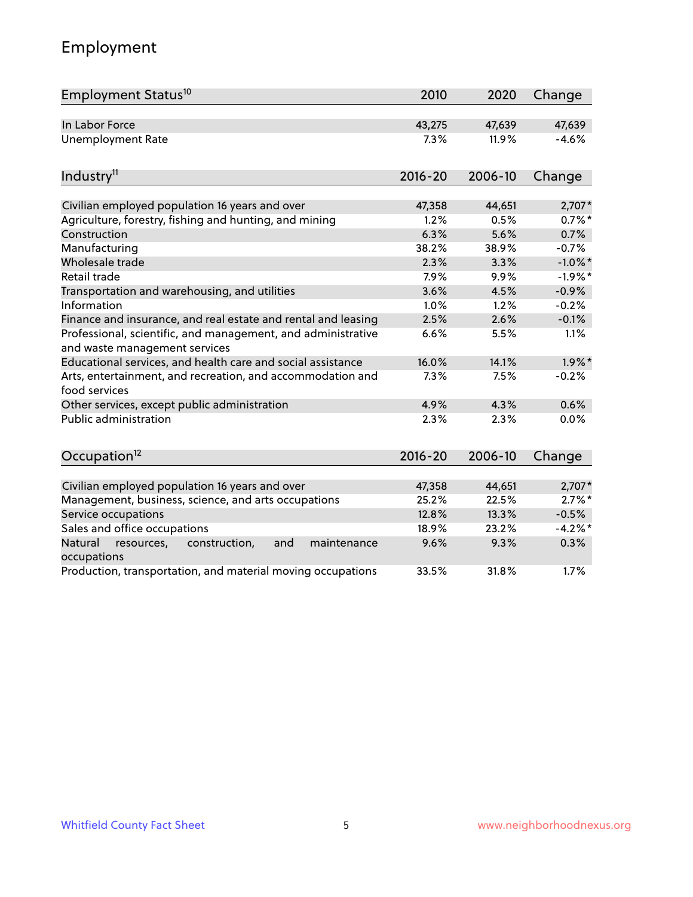# Employment

| Employment Status[10] | 2010 | 2020 | Change |
|---|---|---|---|
| In Labor Force | 43,275 | 47,639 | 47,639 |
| Unemployment Rate | 7.3% | 11.9% | -4.6% |

| Industry[11] | 2016-20 | 2006-10 | Change |
|---|---|---|---|
| Civilian employed population 16 years and over | 47,358 | 44,651 | 2,707* |
| Agriculture, forestry, fishing and hunting, and mining | 1.2% | 0.5% | 0.7%* |
| Construction | 6.3% | 5.6% | 0.7% |
| Manufacturing | 38.2% | 38.9% | -0.7% |
| Wholesale trade | 2.3% | 3.3% | -1.0%* |
| Retail trade | 7.9% | 9.9% | -1.9%* |
| Transportation and warehousing, and utilities | 3.6% | 4.5% | -0.9% |
| Information | 1.0% | 1.2% | -0.2% |
| Finance and insurance, and real estate and rental and leasing | 2.5% | 2.6% | -0.1% |
| Professional, scientific, and management, and administrative and waste management services | 6.6% | 5.5% | 1.1% |
| Educational services, and health care and social assistance | 16.0% | 14.1% | 1.9%* |
| Arts, entertainment, and recreation, and accommodation and food services | 7.3% | 7.5% | -0.2% |
| Other services, except public administration | 4.9% | 4.3% | 0.6% |
| Public administration | 2.3% | 2.3% | 0.0% |

| Occupation[12] | 2016-20 | 2006-10 | Change |
|---|---|---|---|
| Civilian employed population 16 years and over | 47,358 | 44,651 | 2,707* |
| Management, business, science, and arts occupations | 25.2% | 22.5% | 2.7%* |
| Service occupations | 12.8% | 13.3% | -0.5% |
| Sales and office occupations | 18.9% | 23.2% | -4.2%* |
| Natural resources, construction, and maintenance occupations | 9.6% | 9.3% | 0.3% |
| Production, transportation, and material moving occupations | 33.5% | 31.8% | 1.7% |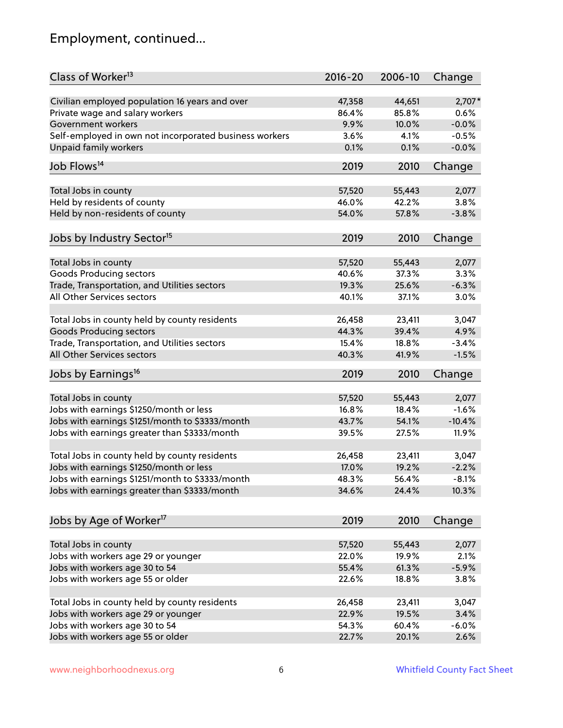# Employment, continued...

| Class of Worker[13] | 2016-20 | 2006-10 | Change |
|---|---|---|---|
| Civilian employed population 16 years and over | 47,358 | 44,651 | 2,707* |
| Private wage and salary workers | 86.4% | 85.8% | 0.6% |
| Government workers | 9.9% | 10.0% | -0.0% |
| Self-employed in own not incorporated business workers | 3.6% | 4.1% | -0.5% |
| Unpaid family workers | 0.1% | 0.1% | -0.0% |

| Job Flows[14] | 2019 | 2010 | Change |
|---|---|---|---|
| Total Jobs in county | 57,520 | 55,443 | 2,077 |
| Held by residents of county | 46.0% | 42.2% | 3.8% |
| Held by non-residents of county | 54.0% | 57.8% | -3.8% |

| Jobs by Industry Sector[15] | 2019 | 2010 | Change |
|---|---|---|---|
| Total Jobs in county | 57,520 | 55,443 | 2,077 |
| Goods Producing sectors | 40.6% | 37.3% | 3.3% |
| Trade, Transportation, and Utilities sectors | 19.3% | 25.6% | -6.3% |
| All Other Services sectors | 40.1% | 37.1% | 3.0% |
| | | | |
| Total Jobs in county held by county residents | 26,458 | 23,411 | 3,047 |
| Goods Producing sectors | 44.3% | 39.4% | 4.9% |
| Trade, Transportation, and Utilities sectors | 15.4% | 18.8% | -3.4% |
| All Other Services sectors | 40.3% | 41.9% | -1.5% |

| Jobs by Earnings[16] | 2019 | 2010 | Change |
|---|---|---|---|
| Total Jobs in county | 57,520 | 55,443 | 2,077 |
| Jobs with earnings $1250/month or less | 16.8% | 18.4% | -1.6% |
| Jobs with earnings $1251/month to $3333/month | 43.7% | 54.1% | -10.4% |
| Jobs with earnings greater than $3333/month | 39.5% | 27.5% | 11.9% |
| | | | |
| Total Jobs in county held by county residents | 26,458 | 23,411 | 3,047 |
| Jobs with earnings $1250/month or less | 17.0% | 19.2% | -2.2% |
| Jobs with earnings $1251/month to $3333/month | 48.3% | 56.4% | -8.1% |
| Jobs with earnings greater than $3333/month | 34.6% | 24.4% | 10.3% |

| Jobs by Age of Worker[17] | 2019 | 2010 | Change |
|---|---|---|---|
| Total Jobs in county | 57,520 | 55,443 | 2,077 |
| Jobs with workers age 29 or younger | 22.0% | 19.9% | 2.1% |
| Jobs with workers age 30 to 54 | 55.4% | 61.3% | -5.9% |
| Jobs with workers age 55 or older | 22.6% | 18.8% | 3.8% |
| | | | |
| Total Jobs in county held by county residents | 26,458 | 23,411 | 3,047 |
| Jobs with workers age 29 or younger | 22.9% | 19.5% | 3.4% |
| Jobs with workers age 30 to 54 | 54.3% | 60.4% | -6.0% |
| Jobs with workers age 55 or older | 22.7% | 20.1% | 2.6% |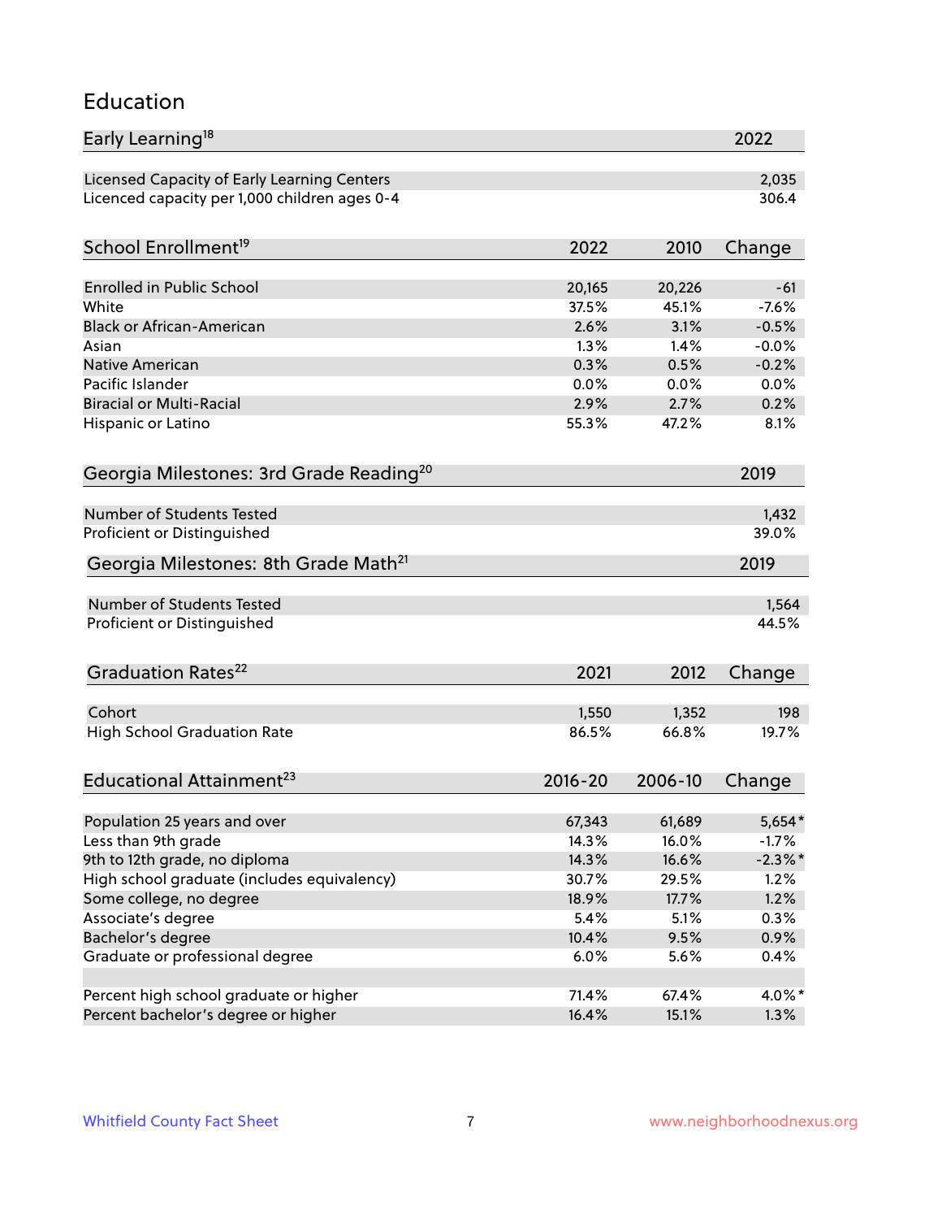## Education

| Early Learning[18] | 2022 |
|---|---|
| Licensed Capacity of Early Learning Centers | 2,035 |
| Licenced capacity per 1,000 children ages 0-4 | 306.4 |

| School Enrollment[19] | 2022 | 2010 | Change |
|---|---|---|---|
| Enrolled in Public School | 20,165 | 20,226 | -61 |
| White | 37.5% | 45.1% | -7.6% |
| Black or African-American | 2.6% | 3.1% | -0.5% |
| Asian | 1.3% | 1.4% | -0.0% |
| Native American | 0.3% | 0.5% | -0.2% |
| Pacific Islander | 0.0% | 0.0% | 0.0% |
| Biracial or Multi-Racial | 2.9% | 2.7% | 0.2% |
| Hispanic or Latino | 55.3% | 47.2% | 8.1% |

| Georgia Milestones: 3rd Grade Reading[20] | 2019 |
|---|---|
| Number of Students Tested | 1,432 |
| Proficient or Distinguished | 39.0% |

| Georgia Milestones: 8th Grade Math[21] | 2019 |
|---|---|
| Number of Students Tested | 1,564 |
| Proficient or Distinguished | 44.5% |

| Graduation Rates[22] | 2021 | 2012 | Change |
|---|---|---|---|
| Cohort | 1,550 | 1,352 | 198 |
| High School Graduation Rate | 86.5% | 66.8% | 19.7% |

| Educational Attainment[23] | 2016-20 | 2006-10 | Change |
|---|---|---|---|
| Population 25 years and over | 67,343 | 61,689 | 5,654* |
| Less than 9th grade | 14.3% | 16.0% | -1.7% |
| 9th to 12th grade, no diploma | 14.3% | 16.6% | -2.3%* |
| High school graduate (includes equivalency) | 30.7% | 29.5% | 1.2% |
| Some college, no degree | 18.9% | 17.7% | 1.2% |
| Associate's degree | 5.4% | 5.1% | 0.3% |
| Bachelor's degree | 10.4% | 9.5% | 0.9% |
| Graduate or professional degree | 6.0% | 5.6% | 0.4% |
| | | | |
| Percent high school graduate or higher | 71.4% | 67.4% | 4.0%* |
| Percent bachelor's degree or higher | 16.4% | 15.1% | 1.3% |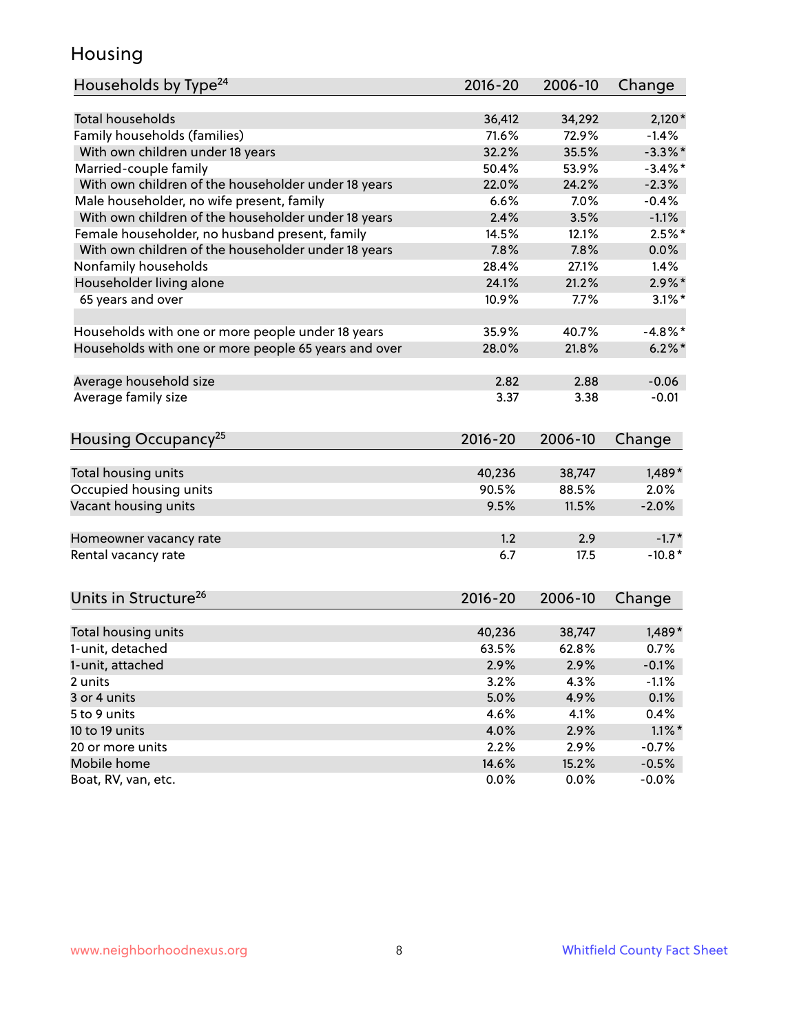# Housing

| Households by Type[24] | 2016-20 | 2006-10 | Change |
|---|---|---|---|
| Total households | 36,412 | 34,292 | 2,120* |
| Family households (families) | 71.6% | 72.9% | -1.4% |
| With own children under 18 years | 32.2% | 35.5% | -3.3%* |
| Married-couple family | 50.4% | 53.9% | -3.4%* |
| With own children of the householder under 18 years | 22.0% | 24.2% | -2.3% |
| Male householder, no wife present, family | 6.6% | 7.0% | -0.4% |
| With own children of the householder under 18 years | 2.4% | 3.5% | -1.1% |
| Female householder, no husband present, family | 14.5% | 12.1% | 2.5%* |
| With own children of the householder under 18 years | 7.8% | 7.8% | 0.0% |
| Nonfamily households | 28.4% | 27.1% | 1.4% |
| Householder living alone | 24.1% | 21.2% | 2.9%* |
| 65 years and over | 10.9% | 7.7% | 3.1%* |
| | | | |
| Households with one or more people under 18 years | 35.9% | 40.7% | -4.8%* |
| Households with one or more people 65 years and over | 28.0% | 21.8% | 6.2%* |
| | | | |
| Average household size | 2.82 | 2.88 | -0.06 |
| Average family size | 3.37 | 3.38 | -0.01 |

| Housing Occupancy[25] | 2016-20 | 2006-10 | Change |
|---|---|---|---|
| Total housing units | 40,236 | 38,747 | 1,489* |
| Occupied housing units | 90.5% | 88.5% | 2.0% |
| Vacant housing units | 9.5% | 11.5% | -2.0% |
| | | | |
| Homeowner vacancy rate | 1.2 | 2.9 | -1.7* |
| Rental vacancy rate | 6.7 | 17.5 | -10.8* |

| Units in Structure[26] | 2016-20 | 2006-10 | Change |
|---|---|---|---|
| Total housing units | 40,236 | 38,747 | 1,489* |
| 1-unit, detached | 63.5% | 62.8% | 0.7% |
| 1-unit, attached | 2.9% | 2.9% | -0.1% |
| 2 units | 3.2% | 4.3% | -1.1% |
| 3 or 4 units | 5.0% | 4.9% | 0.1% |
| 5 to 9 units | 4.6% | 4.1% | 0.4% |
| 10 to 19 units | 4.0% | 2.9% | 1.1%* |
| 20 or more units | 2.2% | 2.9% | -0.7% |
| Mobile home | 14.6% | 15.2% | -0.5% |
| Boat, RV, van, etc. | 0.0% | 0.0% | -0.0% |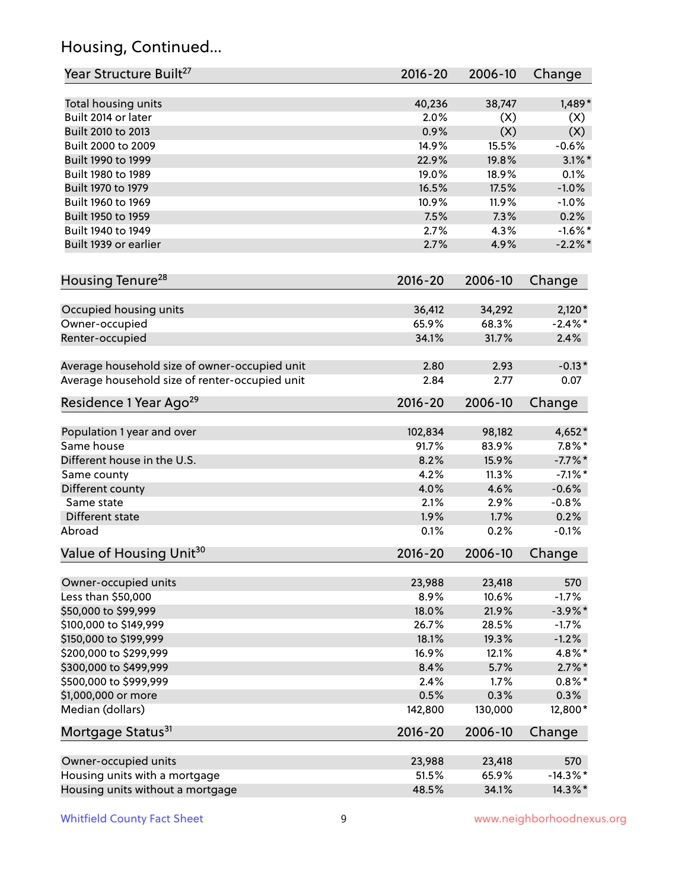## Housing, Continued...

| Year Structure Built[27] | 2016-20 | 2006-10 | Change |
|---|---|---|---|
| Total housing units | 40,236 | 38,747 | 1,489* |
| Built 2014 or later | 2.0% | (X) | (X) |
| Built 2010 to 2013 | 0.9% | (X) | (X) |
| Built 2000 to 2009 | 14.9% | 15.5% | -0.6% |
| Built 1990 to 1999 | 22.9% | 19.8% | 3.1%* |
| Built 1980 to 1989 | 19.0% | 18.9% | 0.1% |
| Built 1970 to 1979 | 16.5% | 17.5% | -1.0% |
| Built 1960 to 1969 | 10.9% | 11.9% | -1.0% |
| Built 1950 to 1959 | 7.5% | 7.3% | 0.2% |
| Built 1940 to 1949 | 2.7% | 4.3% | -1.6%* |
| Built 1939 or earlier | 2.7% | 4.9% | -2.2%* |

| Housing Tenure[28] | 2016-20 | 2006-10 | Change |
|---|---|---|---|
| Occupied housing units | 36,412 | 34,292 | 2,120* |
| Owner-occupied | 65.9% | 68.3% | -2.4%* |
| Renter-occupied | 34.1% | 31.7% | 2.4% |
| Average household size of owner-occupied unit | 2.80 | 2.93 | -0.13* |
| Average household size of renter-occupied unit | 2.84 | 2.77 | 0.07 |

| Residence 1 Year Ago[29] | 2016-20 | 2006-10 | Change |
|---|---|---|---|
| Population 1 year and over | 102,834 | 98,182 | 4,652* |
| Same house | 91.7% | 83.9% | 7.8%* |
| Different house in the U.S. | 8.2% | 15.9% | -7.7%* |
| Same county | 4.2% | 11.3% | -7.1%* |
| Different county | 4.0% | 4.6% | -0.6% |
| Same state | 2.1% | 2.9% | -0.8% |
| Different state | 1.9% | 1.7% | 0.2% |
| Abroad | 0.1% | 0.2% | -0.1% |

| Value of Housing Unit[30] | 2016-20 | 2006-10 | Change |
|---|---|---|---|
| Owner-occupied units | 23,988 | 23,418 | 570 |
| Less than $50,000 | 8.9% | 10.6% | -1.7% |
| $50,000 to $99,999 | 18.0% | 21.9% | -3.9%* |
| $100,000 to $149,999 | 26.7% | 28.5% | -1.7% |
| $150,000 to $199,999 | 18.1% | 19.3% | -1.2% |
| $200,000 to $299,999 | 16.9% | 12.1% | 4.8%* |
| $300,000 to $499,999 | 8.4% | 5.7% | 2.7%* |
| $500,000 to $999,999 | 2.4% | 1.7% | 0.8%* |
| $1,000,000 or more | 0.5% | 0.3% | 0.3% |
| Median (dollars) | 142,800 | 130,000 | 12,800* |

| Mortgage Status[31] | 2016-20 | 2006-10 | Change |
|---|---|---|---|
| Owner-occupied units | 23,988 | 23,418 | 570 |
| Housing units with a mortgage | 51.5% | 65.9% | -14.3%* |
| Housing units without a mortgage | 48.5% | 34.1% | 14.3%* |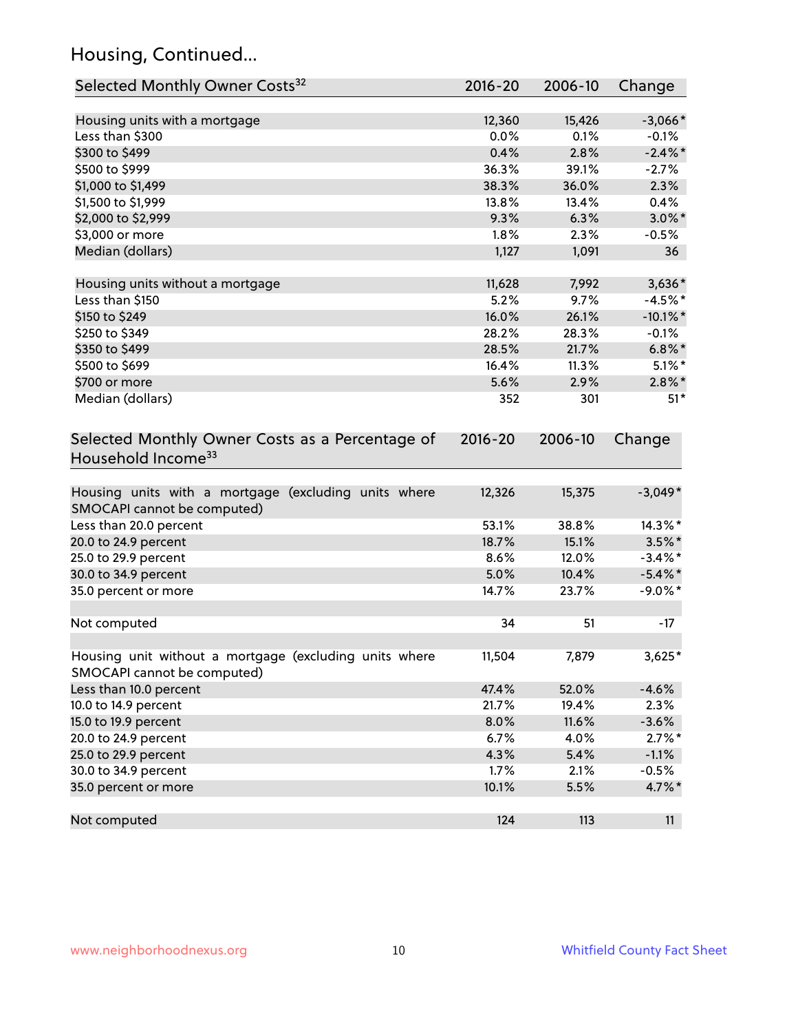## Housing, Continued...

| Selected Monthly Owner Costs[32] | 2016-20 | 2006-10 | Change |
|---|---|---|---|
| Housing units with a mortgage | 12,360 | 15,426 | -3,066* |
| Less than $300 | 0.0% | 0.1% | -0.1% |
| $300 to $499 | 0.4% | 2.8% | -2.4%* |
| $500 to $999 | 36.3% | 39.1% | -2.7% |
| $1,000 to $1,499 | 38.3% | 36.0% | 2.3% |
| $1,500 to $1,999 | 13.8% | 13.4% | 0.4% |
| $2,000 to $2,999 | 9.3% | 6.3% | 3.0%* |
| $3,000 or more | 1.8% | 2.3% | -0.5% |
| Median (dollars) | 1,127 | 1,091 | 36 |
| | | | |
| Housing units without a mortgage | 11,628 | 7,992 | 3,636* |
| Less than $150 | 5.2% | 9.7% | -4.5%* |
| $150 to $249 | 16.0% | 26.1% | -10.1%* |
| $250 to $349 | 28.2% | 28.3% | -0.1% |
| $350 to $499 | 28.5% | 21.7% | 6.8%* |
| $500 to $699 | 16.4% | 11.3% | 5.1%* |
| $700 or more | 5.6% | 2.9% | 2.8%* |
| Median (dollars) | 352 | 301 | 51* |

| Selected Monthly Owner Costs as a Percentage of Household Income[33] | 2016-20 | 2006-10 | Change |
|---|---|---|---|
| Housing units with a mortgage (excluding units where SMOCAPI cannot be computed) | 12,326 | 15,375 | -3,049* |
| Less than 20.0 percent | 53.1% | 38.8% | 14.3%* |
| 20.0 to 24.9 percent | 18.7% | 15.1% | 3.5%* |
| 25.0 to 29.9 percent | 8.6% | 12.0% | -3.4%* |
| 30.0 to 34.9 percent | 5.0% | 10.4% | -5.4%* |
| 35.0 percent or more | 14.7% | 23.7% | -9.0%* |
| | | | |
| Not computed | 34 | 51 | -17 |
| | | | |
| Housing unit without a mortgage (excluding units where SMOCAPI cannot be computed) | 11,504 | 7,879 | 3,625* |
| Less than 10.0 percent | 47.4% | 52.0% | -4.6% |
| 10.0 to 14.9 percent | 21.7% | 19.4% | 2.3% |
| 15.0 to 19.9 percent | 8.0% | 11.6% | -3.6% |
| 20.0 to 24.9 percent | 6.7% | 4.0% | 2.7%* |
| 25.0 to 29.9 percent | 4.3% | 5.4% | -1.1% |
| 30.0 to 34.9 percent | 1.7% | 2.1% | -0.5% |
| 35.0 percent or more | 10.1% | 5.5% | 4.7%* |
| | | | |
| Not computed | 124 | 113 | 11 |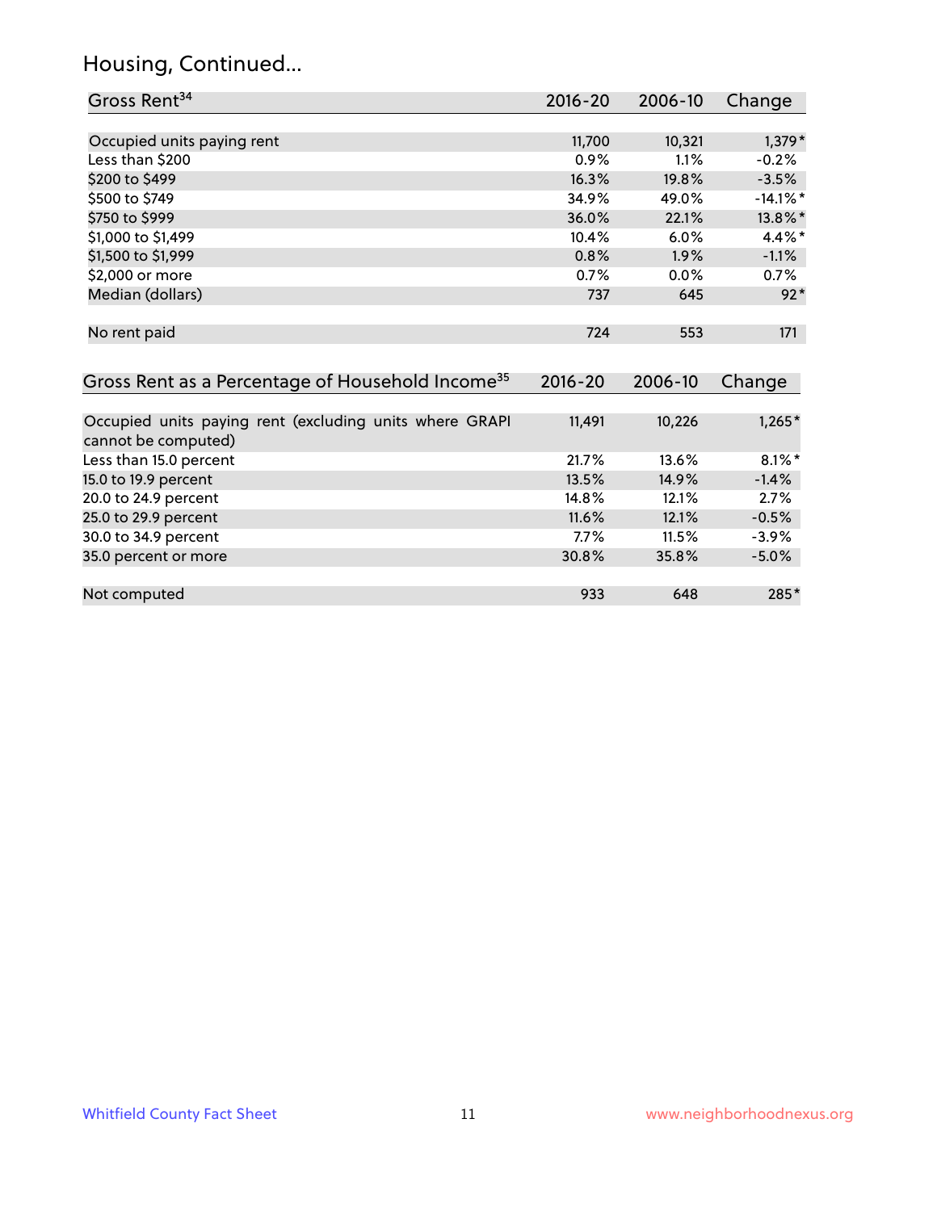## Housing, Continued...

| Gross Rent[34] | 2016-20 | 2006-10 | Change |
|---|---|---|---|
| Occupied units paying rent | 11,700 | 10,321 | 1,379* |
| Less than $200 | 0.9% | 1.1% | -0.2% |
| $200 to $499 | 16.3% | 19.8% | -3.5% |
| $500 to $749 | 34.9% | 49.0% | -14.1%* |
| $750 to $999 | 36.0% | 22.1% | 13.8%* |
| $1,000 to $1,499 | 10.4% | 6.0% | 4.4%* |
| $1,500 to $1,999 | 0.8% | 1.9% | -1.1% |
| $2,000 or more | 0.7% | 0.0% | 0.7% |
| Median (dollars) | 737 | 645 | 92* |
| No rent paid | 724 | 553 | 171 |

| Gross Rent as a Percentage of Household Income[35] | 2016-20 | 2006-10 | Change |
|---|---|---|---|
| Occupied units paying rent (excluding units where GRAPI cannot be computed) | 11,491 | 10,226 | 1,265* |
| Less than 15.0 percent | 21.7% | 13.6% | 8.1%* |
| 15.0 to 19.9 percent | 13.5% | 14.9% | -1.4% |
| 20.0 to 24.9 percent | 14.8% | 12.1% | 2.7% |
| 25.0 to 29.9 percent | 11.6% | 12.1% | -0.5% |
| 30.0 to 34.9 percent | 7.7% | 11.5% | -3.9% |
| 35.0 percent or more | 30.8% | 35.8% | -5.0% |
| Not computed | 933 | 648 | 285* |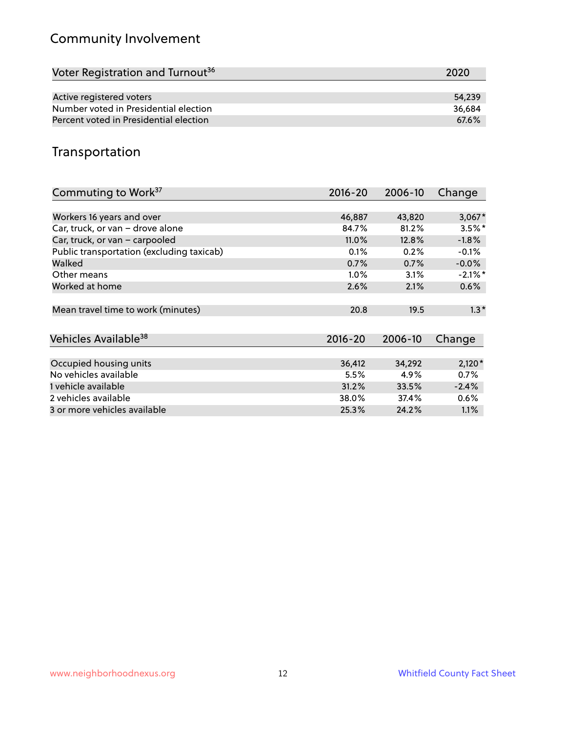## Community Involvement

| Voter Registration and Turnout[36] | 2020 |
|---|---|
| Active registered voters | 54,239 |
| Number voted in Presidential election | 36,684 |
| Percent voted in Presidential election | 67.6% |

## Transportation

| Commuting to Work[37] | 2016-20 | 2006-10 | Change |
|---|---|---|---|
| Workers 16 years and over | 46,887 | 43,820 | 3,067* |
| Car, truck, or van – drove alone | 84.7% | 81.2% | 3.5%* |
| Car, truck, or van – carpooled | 11.0% | 12.8% | -1.8% |
| Public transportation (excluding taxicab) | 0.1% | 0.2% | -0.1% |
| Walked | 0.7% | 0.7% | -0.0% |
| Other means | 1.0% | 3.1% | -2.1%* |
| Worked at home | 2.6% | 2.1% | 0.6% |
| Mean travel time to work (minutes) | 20.8 | 19.5 | 1.3* |

| Vehicles Available[38] | 2016-20 | 2006-10 | Change |
|---|---|---|---|
| Occupied housing units | 36,412 | 34,292 | 2,120* |
| No vehicles available | 5.5% | 4.9% | 0.7% |
| 1 vehicle available | 31.2% | 33.5% | -2.4% |
| 2 vehicles available | 38.0% | 37.4% | 0.6% |
| 3 or more vehicles available | 25.3% | 24.2% | 1.1% |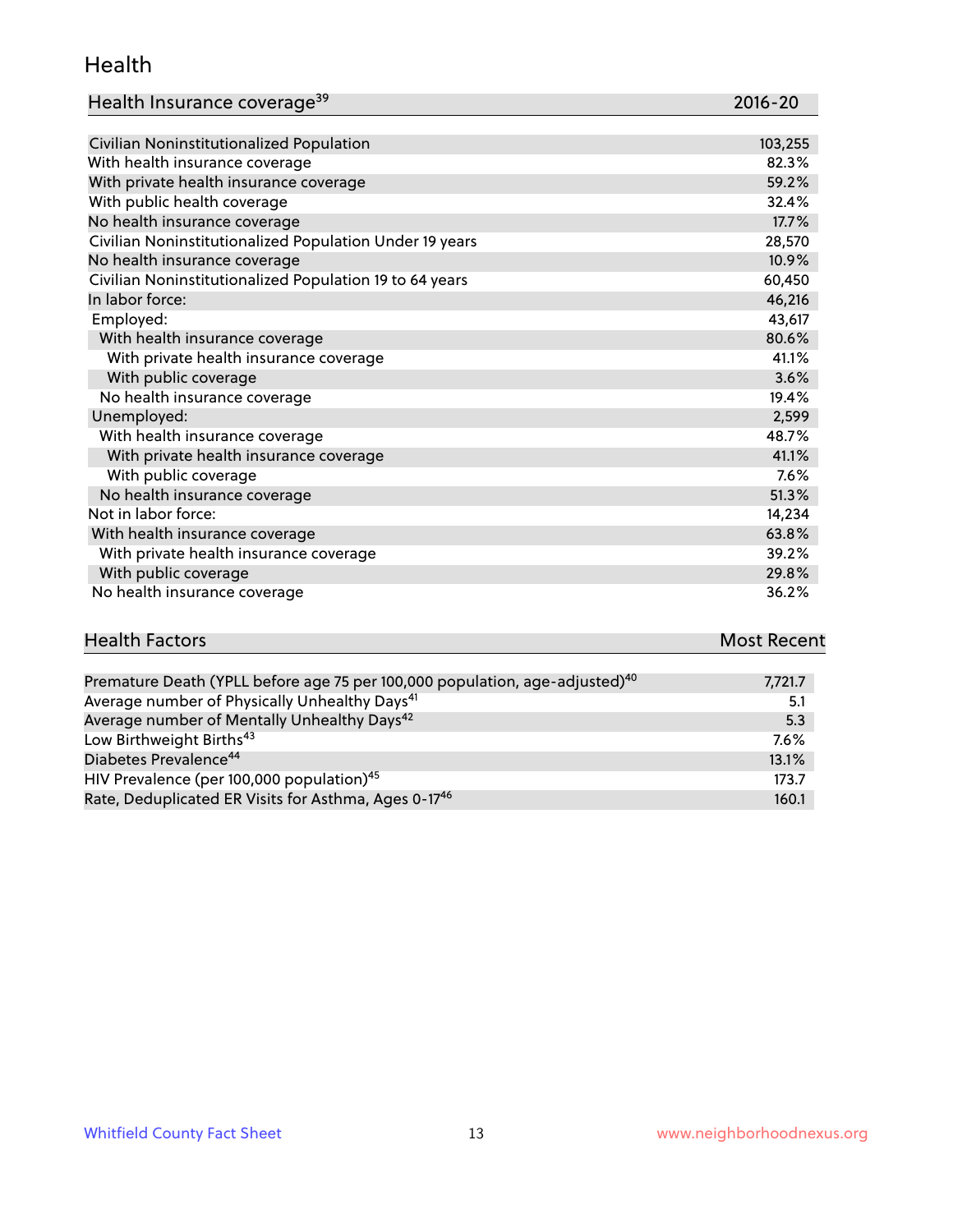## Health

| Health Insurance coverage[39] | 2016-20 |
|---|---|
| Civilian Noninstitutionalized Population | 103,255 |
| With health insurance coverage | 82.3% |
| With private health insurance coverage | 59.2% |
| With public health coverage | 32.4% |
| No health insurance coverage | 17.7% |
| Civilian Noninstitutionalized Population Under 19 years | 28,570 |
| No health insurance coverage | 10.9% |
| Civilian Noninstitutionalized Population 19 to 64 years | 60,450 |
| In labor force: | 46,216 |
| Employed: | 43,617 |
| With health insurance coverage | 80.6% |
| With private health insurance coverage | 41.1% |
| With public coverage | 3.6% |
| No health insurance coverage | 19.4% |
| Unemployed: | 2,599 |
| With health insurance coverage | 48.7% |
| With private health insurance coverage | 41.1% |
| With public coverage | 7.6% |
| No health insurance coverage | 51.3% |
| Not in labor force: | 14,234 |
| With health insurance coverage | 63.8% |
| With private health insurance coverage | 39.2% |
| With public coverage | 29.8% |
| No health insurance coverage | 36.2% |

| Health Factors | Most Recent |
|---|---|
| Premature Death (YPLL before age 75 per 100,000 population, age-adjusted)[40] | 7,721.7 |
| Average number of Physically Unhealthy Days[41] | 5.1 |
| Average number of Mentally Unhealthy Days[42] | 5.3 |
| Low Birthweight Births[43] | 7.6% |
| Diabetes Prevalence[44] | 13.1% |
| HIV Prevalence (per 100,000 population)[45] | 173.7 |
| Rate, Deduplicated ER Visits for Asthma, Ages 0-17[46] | 160.1 |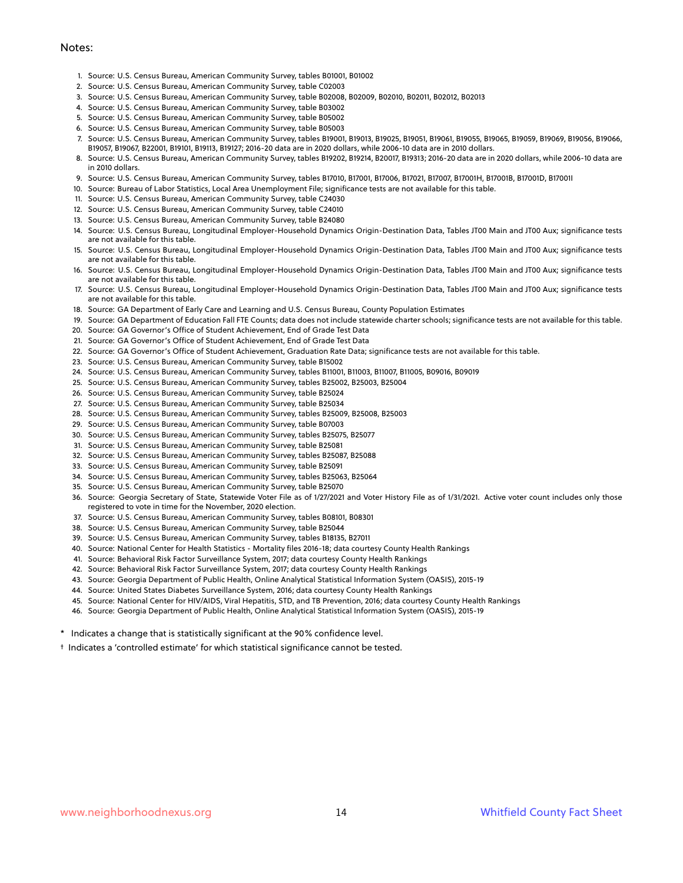Notes:

1. Source: U.S. Census Bureau, American Community Survey, tables B01001, B01002
2. Source: U.S. Census Bureau, American Community Survey, table C02003
3. Source: U.S. Census Bureau, American Community Survey, table B02008, B02009, B02010, B02011, B02012, B02013
4. Source: U.S. Census Bureau, American Community Survey, table B03002
5. Source: U.S. Census Bureau, American Community Survey, table B05002
6. Source: U.S. Census Bureau, American Community Survey, table B05003
7. Source: U.S. Census Bureau, American Community Survey, tables B19001, B19013, B19025, B19051, B19061, B19055, B19065, B19059, B19069, B19056, B19066, B19057, B19067, B22001, B19101, B19113, B19127; 2016-20 data are in 2020 dollars, while 2006-10 data are in 2010 dollars.
8. Source: U.S. Census Bureau, American Community Survey, tables B19202, B19214, B20017, B19313; 2016-20 data are in 2020 dollars, while 2006-10 data are in 2010 dollars.
9. Source: U.S. Census Bureau, American Community Survey, tables B17010, B17001, B17006, B17021, B17007, B17001H, B17001B, B17001D, B17001I
10. Source: Bureau of Labor Statistics, Local Area Unemployment File; significance tests are not available for this table.
11. Source: U.S. Census Bureau, American Community Survey, table C24030
12. Source: U.S. Census Bureau, American Community Survey, table C24010
13. Source: U.S. Census Bureau, American Community Survey, table B24080
14. Source: U.S. Census Bureau, Longitudinal Employer-Household Dynamics Origin-Destination Data, Tables JT00 Main and JT00 Aux; significance tests are not available for this table.
15. Source: U.S. Census Bureau, Longitudinal Employer-Household Dynamics Origin-Destination Data, Tables JT00 Main and JT00 Aux; significance tests are not available for this table.
16. Source: U.S. Census Bureau, Longitudinal Employer-Household Dynamics Origin-Destination Data, Tables JT00 Main and JT00 Aux; significance tests are not available for this table.
17. Source: U.S. Census Bureau, Longitudinal Employer-Household Dynamics Origin-Destination Data, Tables JT00 Main and JT00 Aux; significance tests are not available for this table.
18. Source: GA Department of Early Care and Learning and U.S. Census Bureau, County Population Estimates
19. Source: GA Department of Education Fall FTE Counts; data does not include statewide charter schools; significance tests are not available for this table.
20. Source: GA Governor's Office of Student Achievement, End of Grade Test Data
21. Source: GA Governor's Office of Student Achievement, End of Grade Test Data
22. Source: GA Governor's Office of Student Achievement, Graduation Rate Data; significance tests are not available for this table.
23. Source: U.S. Census Bureau, American Community Survey, table B15002
24. Source: U.S. Census Bureau, American Community Survey, tables B11001, B11003, B11007, B11005, B09016, B09019
25. Source: U.S. Census Bureau, American Community Survey, tables B25002, B25003, B25004
26. Source: U.S. Census Bureau, American Community Survey, table B25024
27. Source: U.S. Census Bureau, American Community Survey, table B25034
28. Source: U.S. Census Bureau, American Community Survey, tables B25009, B25008, B25003
29. Source: U.S. Census Bureau, American Community Survey, table B07003
30. Source: U.S. Census Bureau, American Community Survey, tables B25075, B25077
31. Source: U.S. Census Bureau, American Community Survey, table B25081
32. Source: U.S. Census Bureau, American Community Survey, tables B25087, B25088
33. Source: U.S. Census Bureau, American Community Survey, table B25091
34. Source: U.S. Census Bureau, American Community Survey, tables B25063, B25064
35. Source: U.S. Census Bureau, American Community Survey, table B25070
36. Source: Georgia Secretary of State, Statewide Voter File as of 1/27/2021 and Voter History File as of 1/31/2021. Active voter count includes only those registered to vote in time for the November, 2020 election.
37. Source: U.S. Census Bureau, American Community Survey, tables B08101, B08301
38. Source: U.S. Census Bureau, American Community Survey, table B25044
39. Source: U.S. Census Bureau, American Community Survey, tables B18135, B27011
40. Source: National Center for Health Statistics - Mortality files 2016-18; data courtesy County Health Rankings
41. Source: Behavioral Risk Factor Surveillance System, 2017; data courtesy County Health Rankings
42. Source: Behavioral Risk Factor Surveillance System, 2017; data courtesy County Health Rankings
43. Source: Georgia Department of Public Health, Online Analytical Statistical Information System (OASIS), 2015-19
44. Source: United States Diabetes Surveillance System, 2016; data courtesy County Health Rankings
45. Source: National Center for HIV/AIDS, Viral Hepatitis, STD, and TB Prevention, 2016; data courtesy County Health Rankings
46. Source: Georgia Department of Public Health, Online Analytical Statistical Information System (OASIS), 2015-19

\* Indicates a change that is statistically significant at the 90% confidence level.

† Indicates a 'controlled estimate' for which statistical significance cannot be tested.